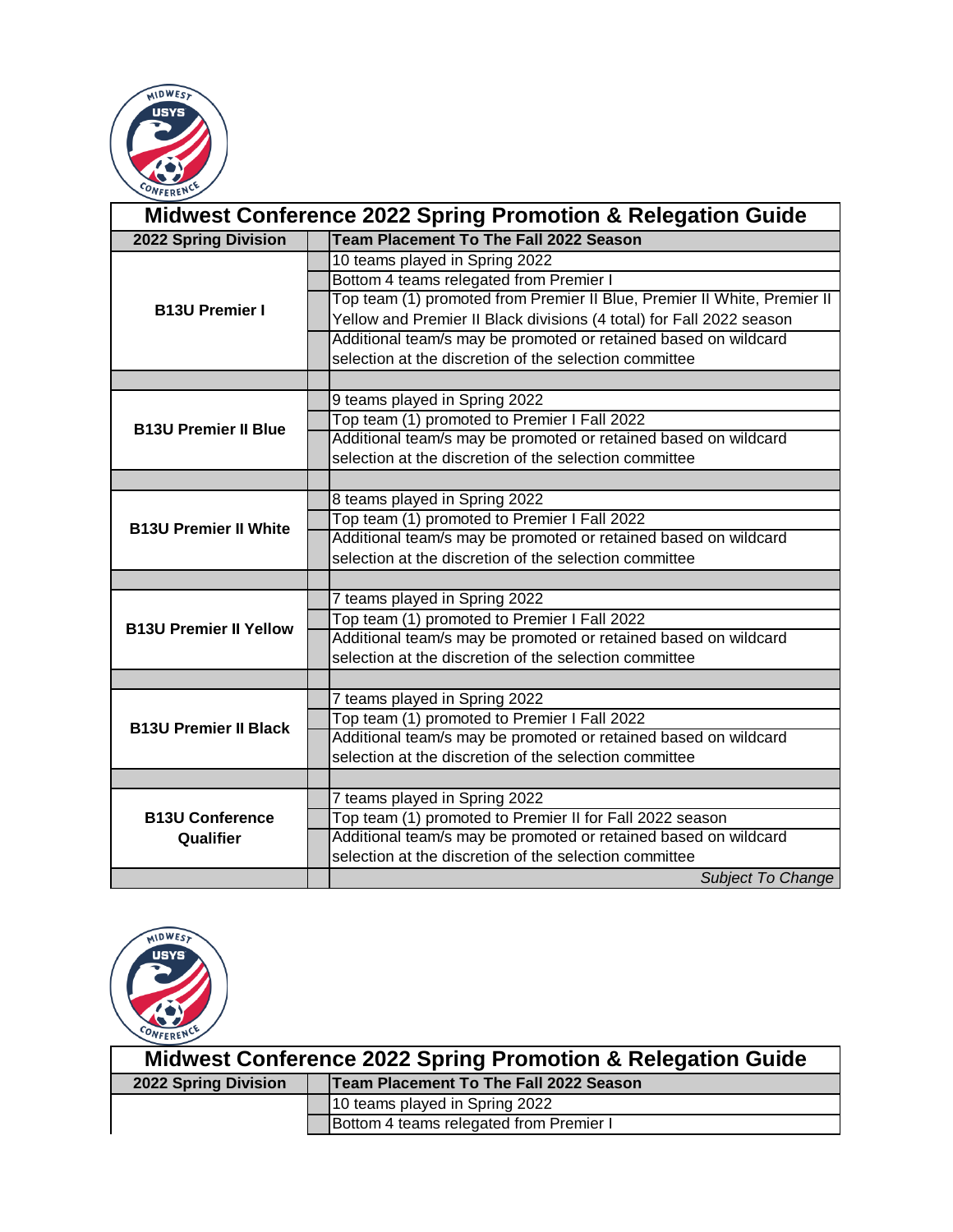# Midwest Conference 2022 Spring Promotion & Relegation Guide

| 2022 Spring Division | | Team Placement To The Fall 2022 Season |
|---|---|---|
| **B13U Premier I** | | 10 teams played in Spring 2022 |
| | | Bottom 4 teams relegated from Premier I |
| | | Top team (1) promoted from Premier II Blue, Premier II White, Premier II Yellow and Premier II Black divisions (4 total) for Fall 2022 season |
| | | Additional team/s may be promoted or retained based on wildcard selection at the discretion of the selection committee |
| | | |
| **B13U Premier II Blue** | | 9 teams played in Spring 2022 |
| | | Top team (1) promoted to Premier I Fall 2022 |
| | | Additional team/s may be promoted or retained based on wildcard selection at the discretion of the selection committee |
| | | |
| **B13U Premier II White** | | 8 teams played in Spring 2022 |
| | | Top team (1) promoted to Premier I Fall 2022 |
| | | Additional team/s may be promoted or retained based on wildcard selection at the discretion of the selection committee |
| | | |
| **B13U Premier II Yellow** | | 7 teams played in Spring 2022 |
| | | Top team (1) promoted to Premier I Fall 2022 |
| | | Additional team/s may be promoted or retained based on wildcard selection at the discretion of the selection committee |
| | | |
| **B13U Premier II Black** | | 7 teams played in Spring 2022 |
| | | Top team (1) promoted to Premier I Fall 2022 |
| | | Additional team/s may be promoted or retained based on wildcard selection at the discretion of the selection committee |
| | | |
| **B13U Conference Qualifier** | | 7 teams played in Spring 2022 |
| | | Top team (1) promoted to Premier II for Fall 2022 season |
| | | Additional team/s may be promoted or retained based on wildcard selection at the discretion of the selection committee |
| | | *Subject To Change* |

# Midwest Conference 2022 Spring Promotion & Relegation Guide

| 2022 Spring Division | | Team Placement To The Fall 2022 Season |
|---|---|---|
| | | 10 teams played in Spring 2022 |
| | | Bottom 4 teams relegated from Premier I |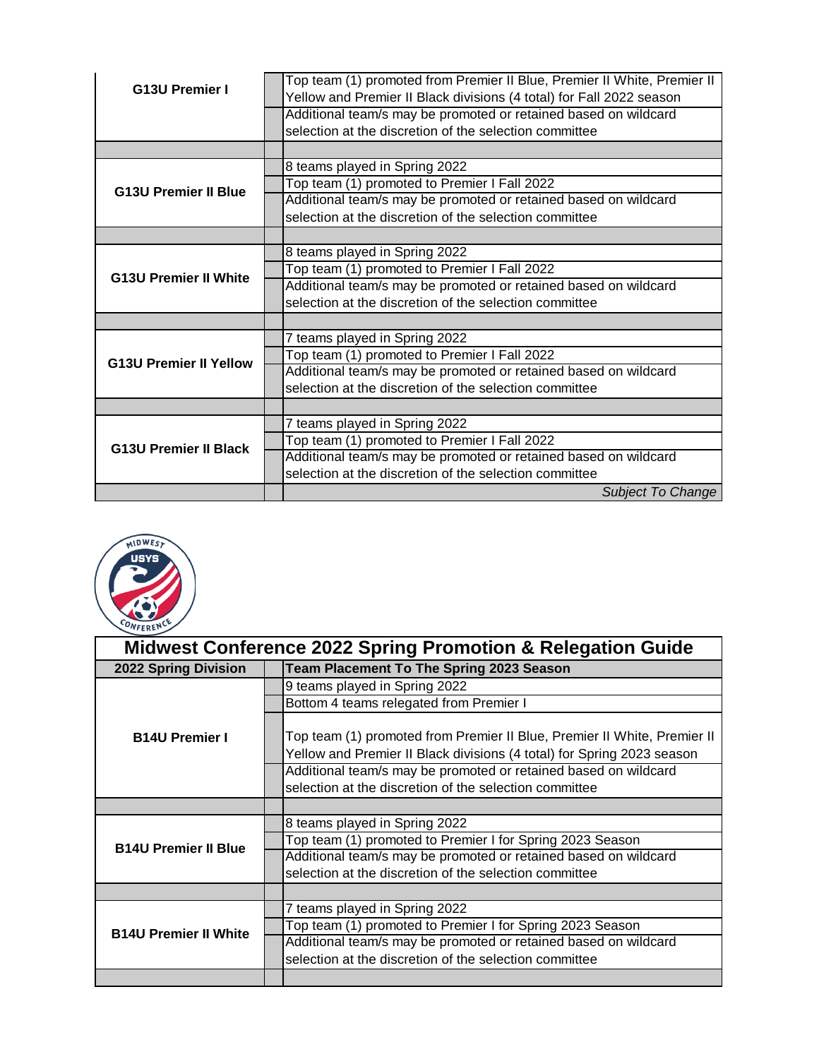| | | |
|---|---|---|
| **G13U Premier I** | | Top team (1) promoted from Premier II Blue, Premier II White, Premier II Yellow and Premier II Black divisions (4 total) for Fall 2022 season |
| | | Additional team/s may be promoted or retained based on wildcard selection at the discretion of the selection committee |
| | | |
| **G13U Premier II Blue** | | 8 teams played in Spring 2022 |
| | | Top team (1) promoted to Premier I Fall 2022 |
| | | Additional team/s may be promoted or retained based on wildcard selection at the discretion of the selection committee |
| | | |
| **G13U Premier II White** | | 8 teams played in Spring 2022 |
| | | Top team (1) promoted to Premier I Fall 2022 |
| | | Additional team/s may be promoted or retained based on wildcard selection at the discretion of the selection committee |
| | | |
| **G13U Premier II Yellow** | | 7 teams played in Spring 2022 |
| | | Top team (1) promoted to Premier I Fall 2022 |
| | | Additional team/s may be promoted or retained based on wildcard selection at the discretion of the selection committee |
| | | |
| **G13U Premier II Black** | | 7 teams played in Spring 2022 |
| | | Top team (1) promoted to Premier I Fall 2022 |
| | | Additional team/s may be promoted or retained based on wildcard selection at the discretion of the selection committee |
| | | *Subject To Change* |

# Midwest Conference 2022 Spring Promotion & Relegation Guide

| 2022 Spring Division | | Team Placement To The Spring 2023 Season |
|---|---|---|
| **B14U Premier I** | | 9 teams played in Spring 2022 |
| | | Bottom 4 teams relegated from Premier I |
| | | Top team (1) promoted from Premier II Blue, Premier II White, Premier II Yellow and Premier II Black divisions (4 total) for Spring 2023 season |
| | | Additional team/s may be promoted or retained based on wildcard selection at the discretion of the selection committee |
| | | |
| **B14U Premier II Blue** | | 8 teams played in Spring 2022 |
| | | Top team (1) promoted to Premier I for Spring 2023 Season |
| | | Additional team/s may be promoted or retained based on wildcard selection at the discretion of the selection committee |
| | | |
| **B14U Premier II White** | | 7 teams played in Spring 2022 |
| | | Top team (1) promoted to Premier I for Spring 2023 Season |
| | | Additional team/s may be promoted or retained based on wildcard selection at the discretion of the selection committee |
| | | |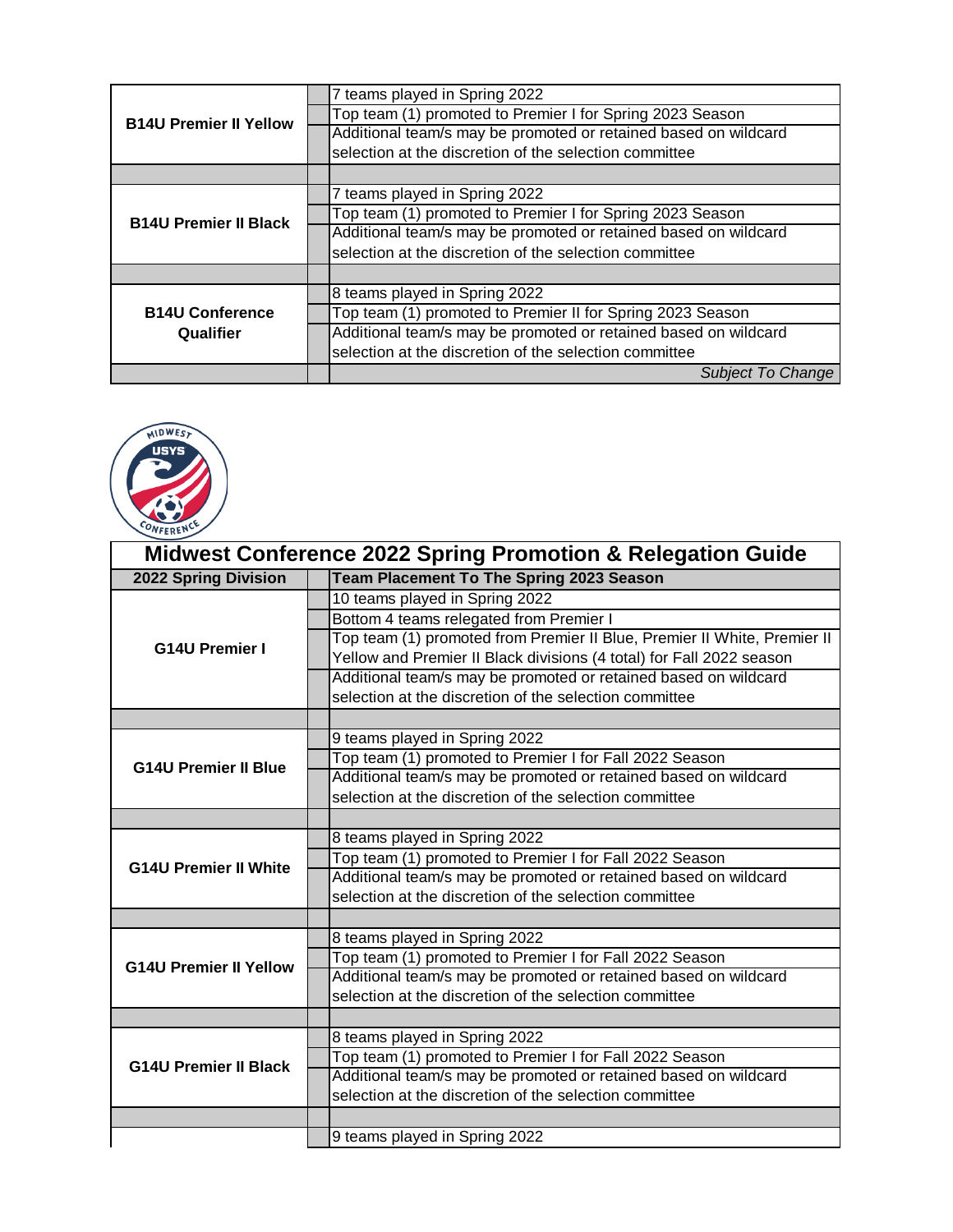| | |
|---|---|
| **B14U Premier II Yellow** | 7 teams played in Spring 2022 |
| | Top team (1) promoted to Premier I for Spring 2023 Season |
| | Additional team/s may be promoted or retained based on wildcard selection at the discretion of the selection committee |
| | |
| **B14U Premier II Black** | 7 teams played in Spring 2022 |
| | Top team (1) promoted to Premier I for Spring 2023 Season |
| | Additional team/s may be promoted or retained based on wildcard selection at the discretion of the selection committee |
| | |
| **B14U Conference Qualifier** | 8 teams played in Spring 2022 |
| | Top team (1) promoted to Premier II for Spring 2023 Season |
| | Additional team/s may be promoted or retained based on wildcard selection at the discretion of the selection committee |
| | *Subject To Change* |

# Midwest Conference 2022 Spring Promotion & Relegation Guide

| 2022 Spring Division | Team Placement To The Spring 2023 Season |
|---|---|
| **G14U Premier I** | 10 teams played in Spring 2022 |
| | Bottom 4 teams relegated from Premier I |
| | Top team (1) promoted from Premier II Blue, Premier II White, Premier II Yellow and Premier II Black divisions (4 total) for Fall 2022 season |
| | Additional team/s may be promoted or retained based on wildcard selection at the discretion of the selection committee |
| | |
| **G14U Premier II Blue** | 9 teams played in Spring 2022 |
| | Top team (1) promoted to Premier I for Fall 2022 Season |
| | Additional team/s may be promoted or retained based on wildcard selection at the discretion of the selection committee |
| | |
| **G14U Premier II White** | 8 teams played in Spring 2022 |
| | Top team (1) promoted to Premier I for Fall 2022 Season |
| | Additional team/s may be promoted or retained based on wildcard selection at the discretion of the selection committee |
| | |
| **G14U Premier II Yellow** | 8 teams played in Spring 2022 |
| | Top team (1) promoted to Premier I for Fall 2022 Season |
| | Additional team/s may be promoted or retained based on wildcard selection at the discretion of the selection committee |
| | |
| **G14U Premier II Black** | 8 teams played in Spring 2022 |
| | Top team (1) promoted to Premier I for Fall 2022 Season |
| | Additional team/s may be promoted or retained based on wildcard selection at the discretion of the selection committee |
| | |
| | 9 teams played in Spring 2022 |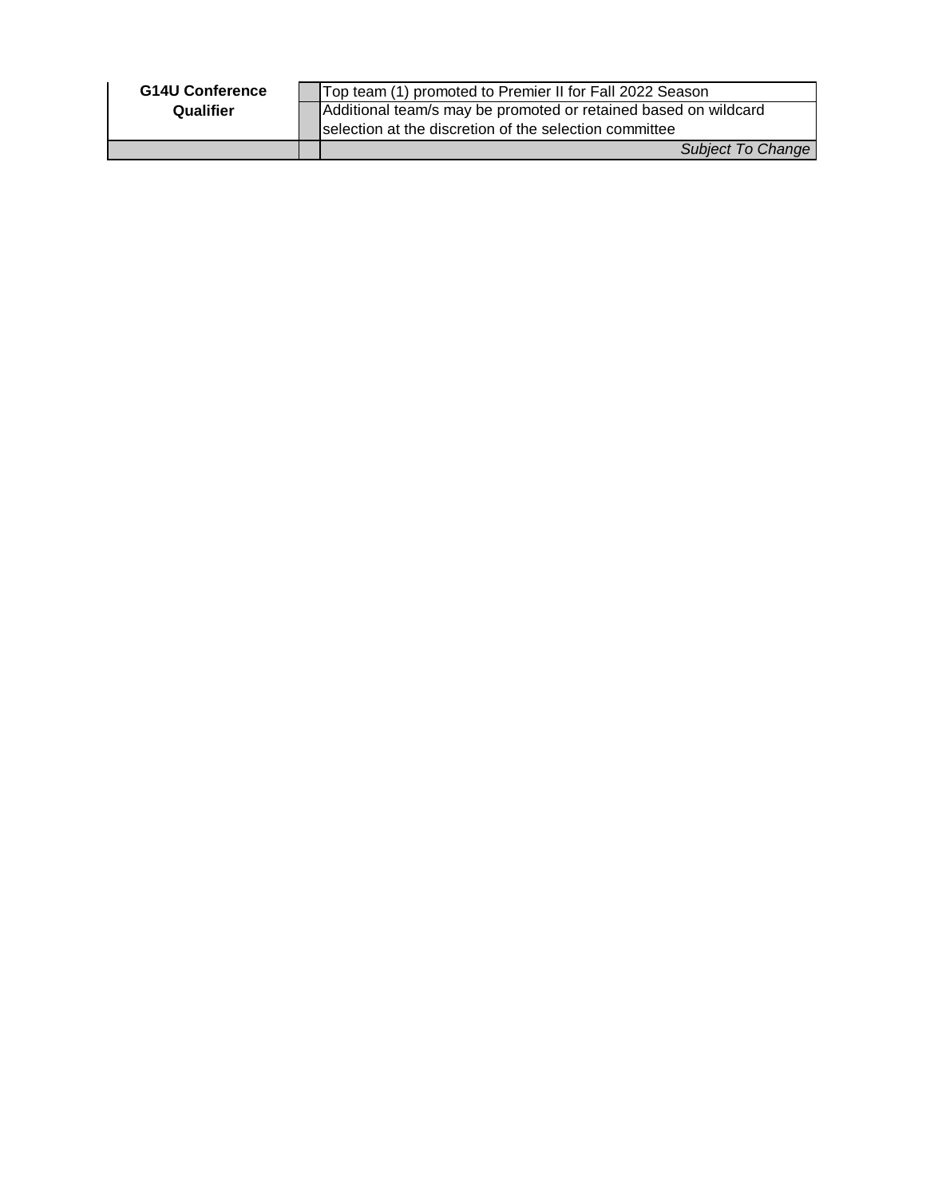| | | |
|---|---|---|
| **G14U Conference Qualifier** | | Top team (1) promoted to Premier II for Fall 2022 Season |
| | | Additional team/s may be promoted or retained based on wildcard selection at the discretion of the selection committee |
| | | *Subject To Change* |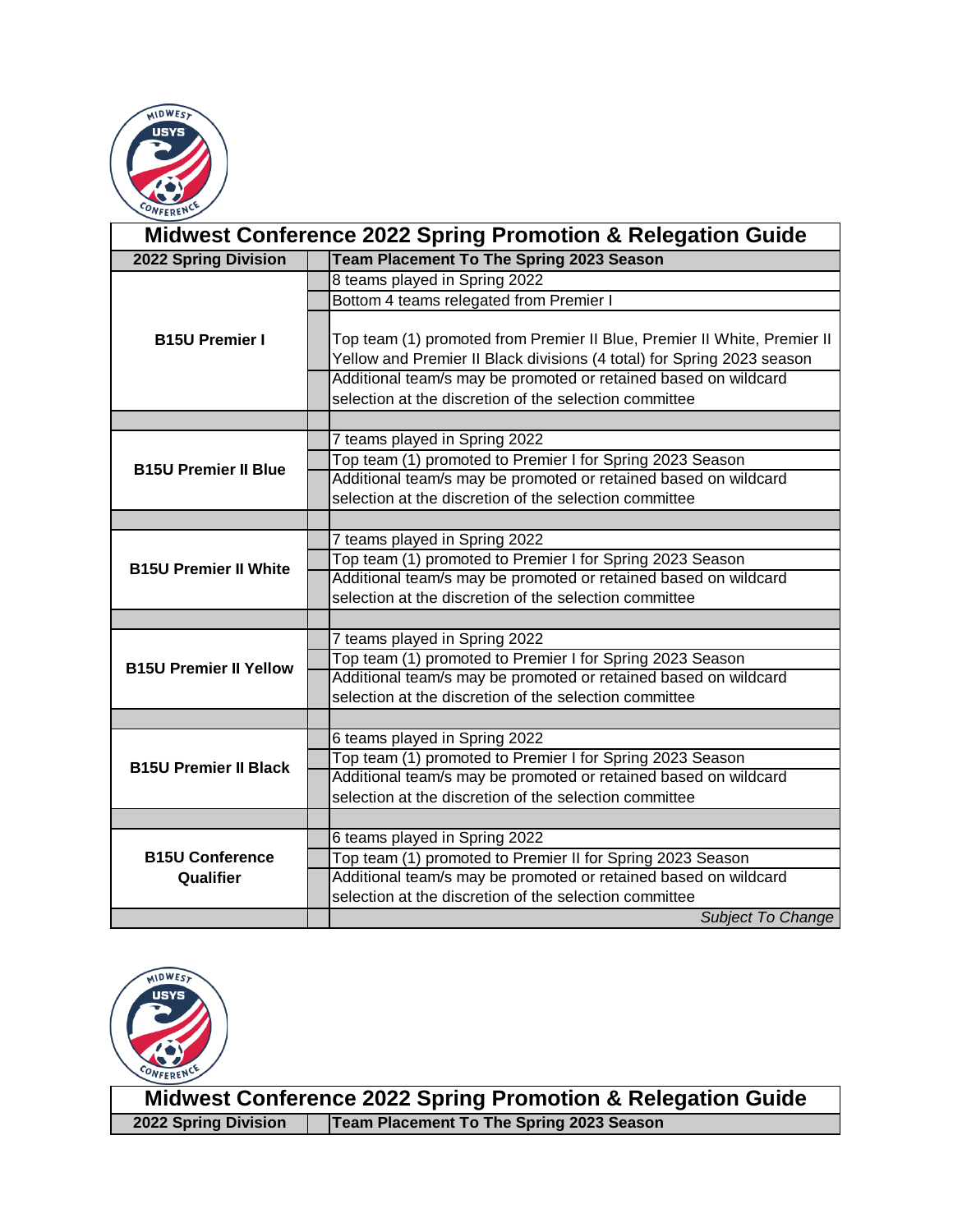# Midwest Conference 2022 Spring Promotion & Relegation Guide

| 2022 Spring Division | Team Placement To The Spring 2023 Season |
|---|---|
| B15U Premier I | 8 teams played in Spring 2022 |
| | Bottom 4 teams relegated from Premier I |
| | Top team (1) promoted from Premier II Blue, Premier II White, Premier II Yellow and Premier II Black divisions (4 total) for Spring 2023 season |
| | Additional team/s may be promoted or retained based on wildcard selection at the discretion of the selection committee |
| | |
| B15U Premier II Blue | 7 teams played in Spring 2022 |
| | Top team (1) promoted to Premier I for Spring 2023 Season |
| | Additional team/s may be promoted or retained based on wildcard selection at the discretion of the selection committee |
| | |
| B15U Premier II White | 7 teams played in Spring 2022 |
| | Top team (1) promoted to Premier I for Spring 2023 Season |
| | Additional team/s may be promoted or retained based on wildcard selection at the discretion of the selection committee |
| | |
| B15U Premier II Yellow | 7 teams played in Spring 2022 |
| | Top team (1) promoted to Premier I for Spring 2023 Season |
| | Additional team/s may be promoted or retained based on wildcard selection at the discretion of the selection committee |
| | |
| B15U Premier II Black | 6 teams played in Spring 2022 |
| | Top team (1) promoted to Premier I for Spring 2023 Season |
| | Additional team/s may be promoted or retained based on wildcard selection at the discretion of the selection committee |
| | |
| B15U Conference Qualifier | 6 teams played in Spring 2022 |
| | Top team (1) promoted to Premier II for Spring 2023 Season |
| | Additional team/s may be promoted or retained based on wildcard selection at the discretion of the selection committee |
| | *Subject To Change* |

# Midwest Conference 2022 Spring Promotion & Relegation Guide

| 2022 Spring Division | Team Placement To The Spring 2023 Season |
|---|---|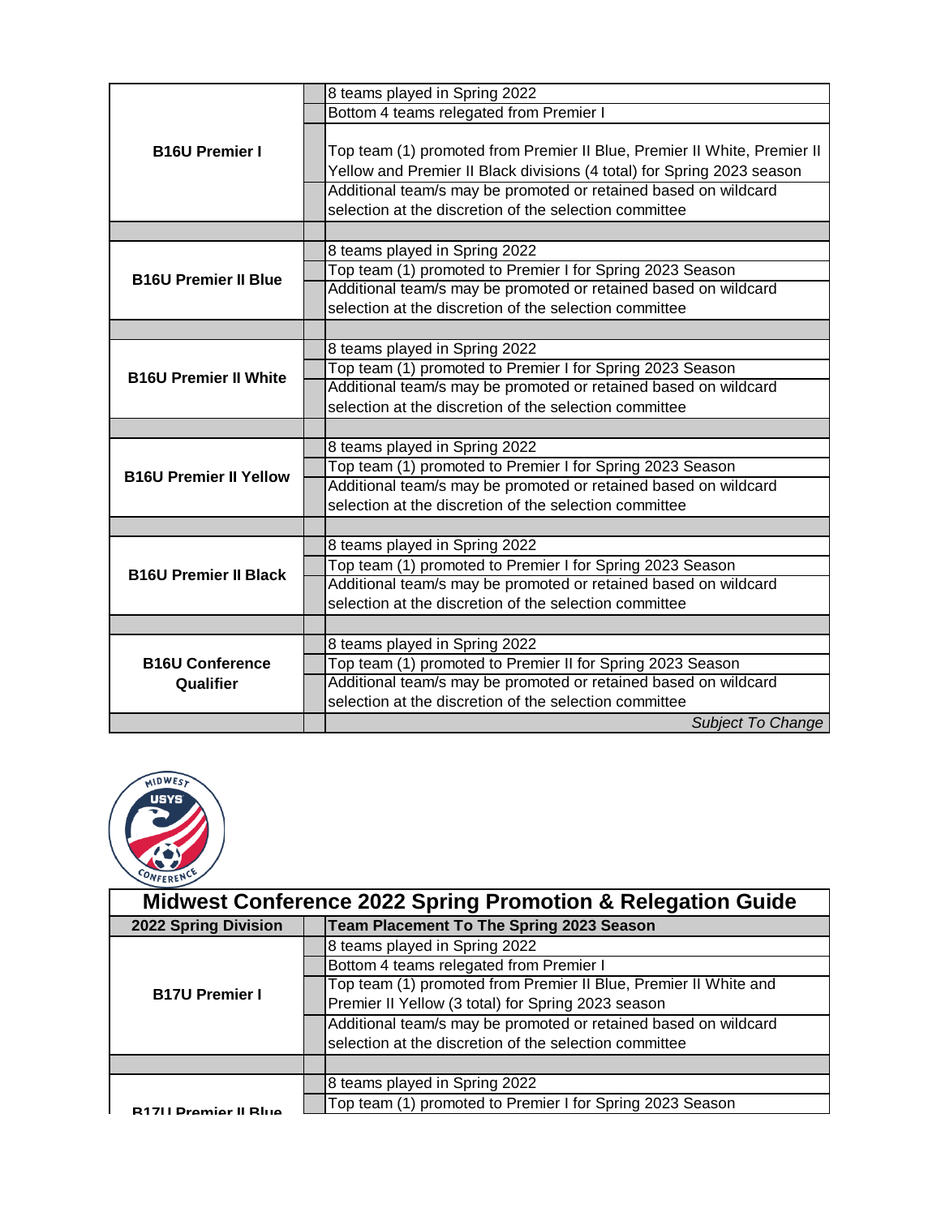| | |
|---|---|
| **B16U Premier I** | 8 teams played in Spring 2022 |
| | Bottom 4 teams relegated from Premier I |
| | Top team (1) promoted from Premier II Blue, Premier II White, Premier II Yellow and Premier II Black divisions (4 total) for Spring 2023 season |
| | Additional team/s may be promoted or retained based on wildcard selection at the discretion of the selection committee |
| | |
| **B16U Premier II Blue** | 8 teams played in Spring 2022 |
| | Top team (1) promoted to Premier I for Spring 2023 Season |
| | Additional team/s may be promoted or retained based on wildcard selection at the discretion of the selection committee |
| | |
| **B16U Premier II White** | 8 teams played in Spring 2022 |
| | Top team (1) promoted to Premier I for Spring 2023 Season |
| | Additional team/s may be promoted or retained based on wildcard selection at the discretion of the selection committee |
| | |
| **B16U Premier II Yellow** | 8 teams played in Spring 2022 |
| | Top team (1) promoted to Premier I for Spring 2023 Season |
| | Additional team/s may be promoted or retained based on wildcard selection at the discretion of the selection committee |
| | |
| **B16U Premier II Black** | 8 teams played in Spring 2022 |
| | Top team (1) promoted to Premier I for Spring 2023 Season |
| | Additional team/s may be promoted or retained based on wildcard selection at the discretion of the selection committee |
| | |
| **B16U Conference Qualifier** | 8 teams played in Spring 2022 |
| | Top team (1) promoted to Premier II for Spring 2023 Season |
| | Additional team/s may be promoted or retained based on wildcard selection at the discretion of the selection committee |
| | *Subject To Change* |

# Midwest Conference 2022 Spring Promotion & Relegation Guide

| 2022 Spring Division | Team Placement To The Spring 2023 Season |
|---|---|
| **B17U Premier I** | 8 teams played in Spring 2022 |
| | Bottom 4 teams relegated from Premier I |
| | Top team (1) promoted from Premier II Blue, Premier II White and Premier II Yellow (3 total) for Spring 2023 season |
| | Additional team/s may be promoted or retained based on wildcard selection at the discretion of the selection committee |
| | |
| **B17U Premier II Blue** | 8 teams played in Spring 2022 |
| | Top team (1) promoted to Premier I for Spring 2023 Season |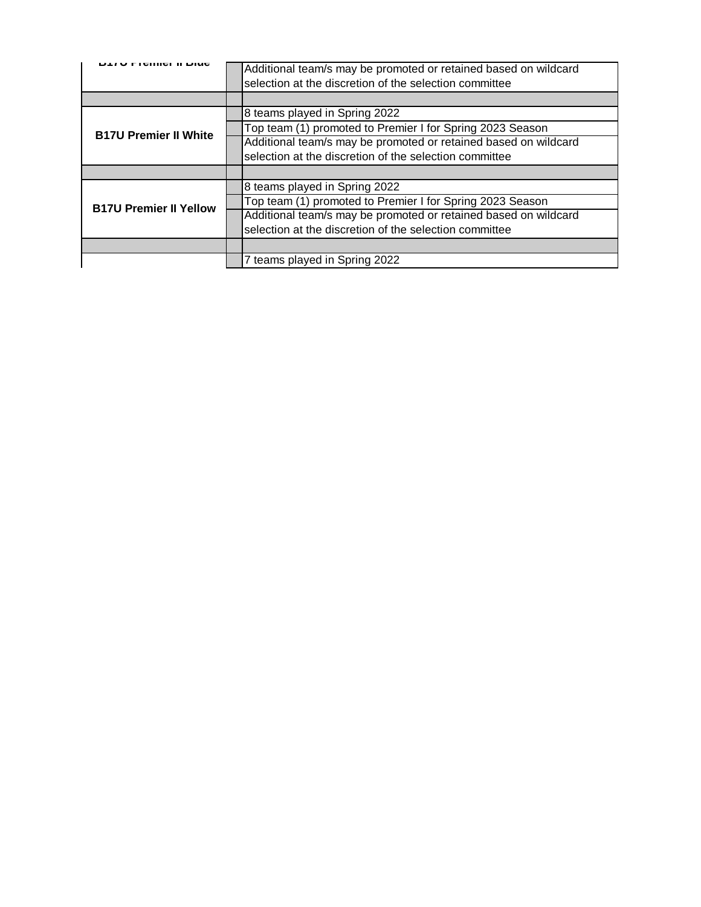| | | |
|---|---|---|
| B17U Premier II Blue | | Additional team/s may be promoted or retained based on wildcard selection at the discretion of the selection committee |
| | | |
| B17U Premier II White | | 8 teams played in Spring 2022 |
| | | Top team (1) promoted to Premier I for Spring 2023 Season |
| | | Additional team/s may be promoted or retained based on wildcard selection at the discretion of the selection committee |
| | | |
| B17U Premier II Yellow | | 8 teams played in Spring 2022 |
| | | Top team (1) promoted to Premier I for Spring 2023 Season |
| | | Additional team/s may be promoted or retained based on wildcard selection at the discretion of the selection committee |
| | | |
| | | 7 teams played in Spring 2022 |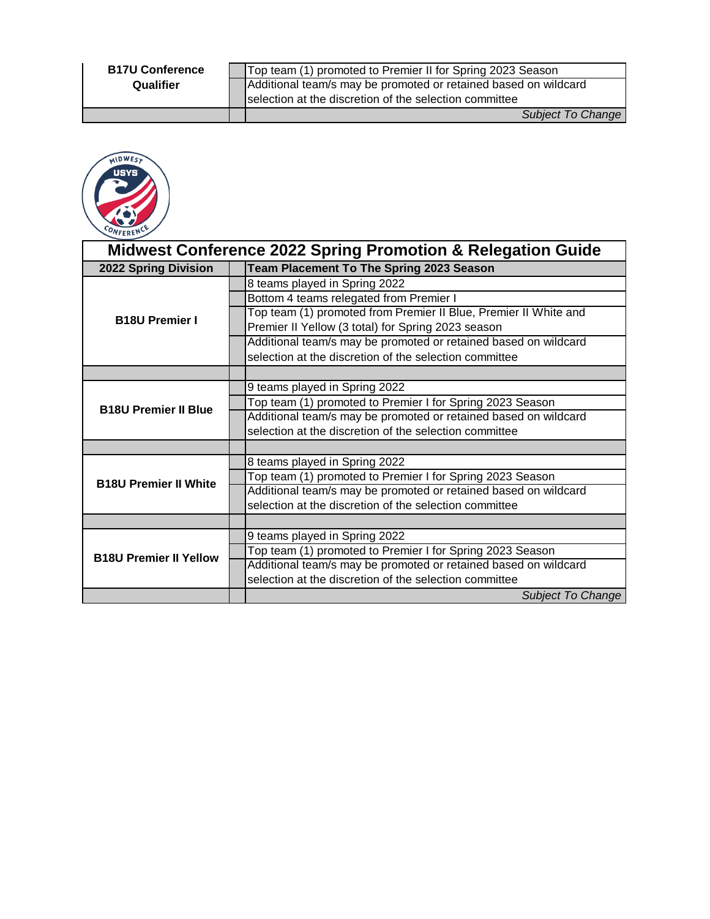| | | |
|---|---|---|
| **B17U Conference Qualifier** | | Top team (1) promoted to Premier II for Spring 2023 Season |
| | | Additional team/s may be promoted or retained based on wildcard selection at the discretion of the selection committee |
| | | *Subject To Change* |

# Midwest Conference 2022 Spring Promotion & Relegation Guide

| 2022 Spring Division | | Team Placement To The Spring 2023 Season |
|---|---|---|
| **B18U Premier I** | | 8 teams played in Spring 2022 |
| | | Bottom 4 teams relegated from Premier I |
| | | Top team (1) promoted from Premier II Blue, Premier II White and Premier II Yellow (3 total) for Spring 2023 season |
| | | Additional team/s may be promoted or retained based on wildcard selection at the discretion of the selection committee |
| | | |
| **B18U Premier II Blue** | | 9 teams played in Spring 2022 |
| | | Top team (1) promoted to Premier I for Spring 2023 Season |
| | | Additional team/s may be promoted or retained based on wildcard selection at the discretion of the selection committee |
| | | |
| **B18U Premier II White** | | 8 teams played in Spring 2022 |
| | | Top team (1) promoted to Premier I for Spring 2023 Season |
| | | Additional team/s may be promoted or retained based on wildcard selection at the discretion of the selection committee |
| | | |
| **B18U Premier II Yellow** | | 9 teams played in Spring 2022 |
| | | Top team (1) promoted to Premier I for Spring 2023 Season |
| | | Additional team/s may be promoted or retained based on wildcard selection at the discretion of the selection committee |
| | | *Subject To Change* |